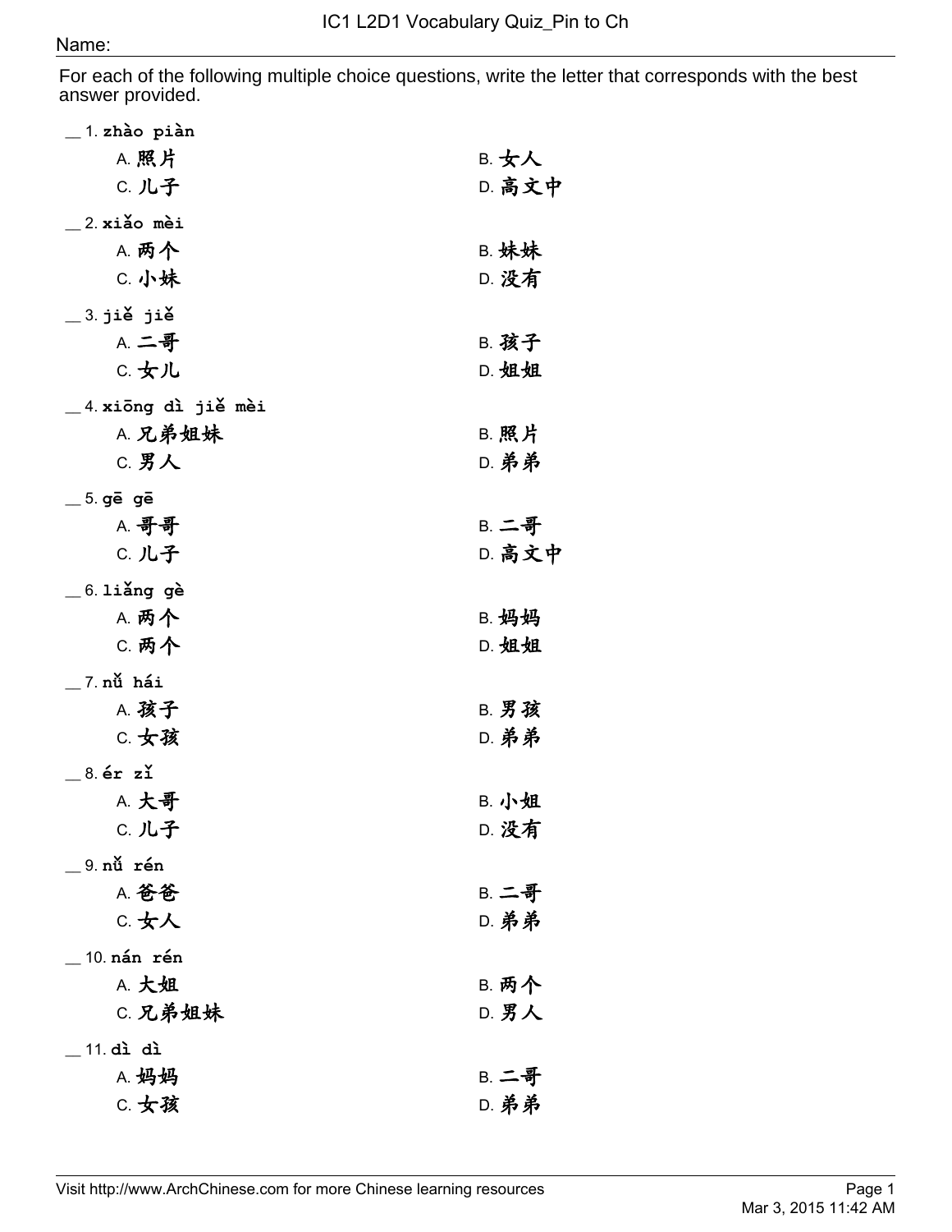# IC1 L2D1 Vocabulary Quiz_Pin to Ch

Name:

For each of the following multiple choice questions, write the letter that corresponds with the best answer provided.

__ 1. **zhào piàn**

A. 照片 B. 女人
C. 儿子 D. 高文中

__ 2. **xiǎo mèi**

A. 两个 B. 妹妹
C. 小妹 D. 没有

__ 3. **jiě jiě**

A. 二哥 B. 孩子
C. 女儿 D. 姐姐

__ 4. **xiōng dì jiě mèi**

A. 兄弟姐妹 B. 照片
C. 男人 D. 弟弟

__ 5. **gē gē**

A. 哥哥 B. 二哥
C. 儿子 D. 高文中

__ 6. **liǎng gè**

A. 两个 B. 妈妈
C. 两个 D. 姐姐

__ 7. **nǚ hái**

A. 孩子 B. 男孩
C. 女孩 D. 弟弟

__ 8. **ér zǐ**

A. 大哥 B. 小姐
C. 儿子 D. 没有

__ 9. **nǚ rén**

A. 爸爸 B. 二哥
C. 女人 D. 弟弟

__ 10. **nán rén**

A. 大姐 B. 两个
C. 兄弟姐妹 D. 男人

__ 11. **dì dì**

A. 妈妈 B. 二哥
C. 女孩 D. 弟弟

Visit http://www.ArchChinese.com for more Chinese learning resources

Mar 3, 2015 11:42 AM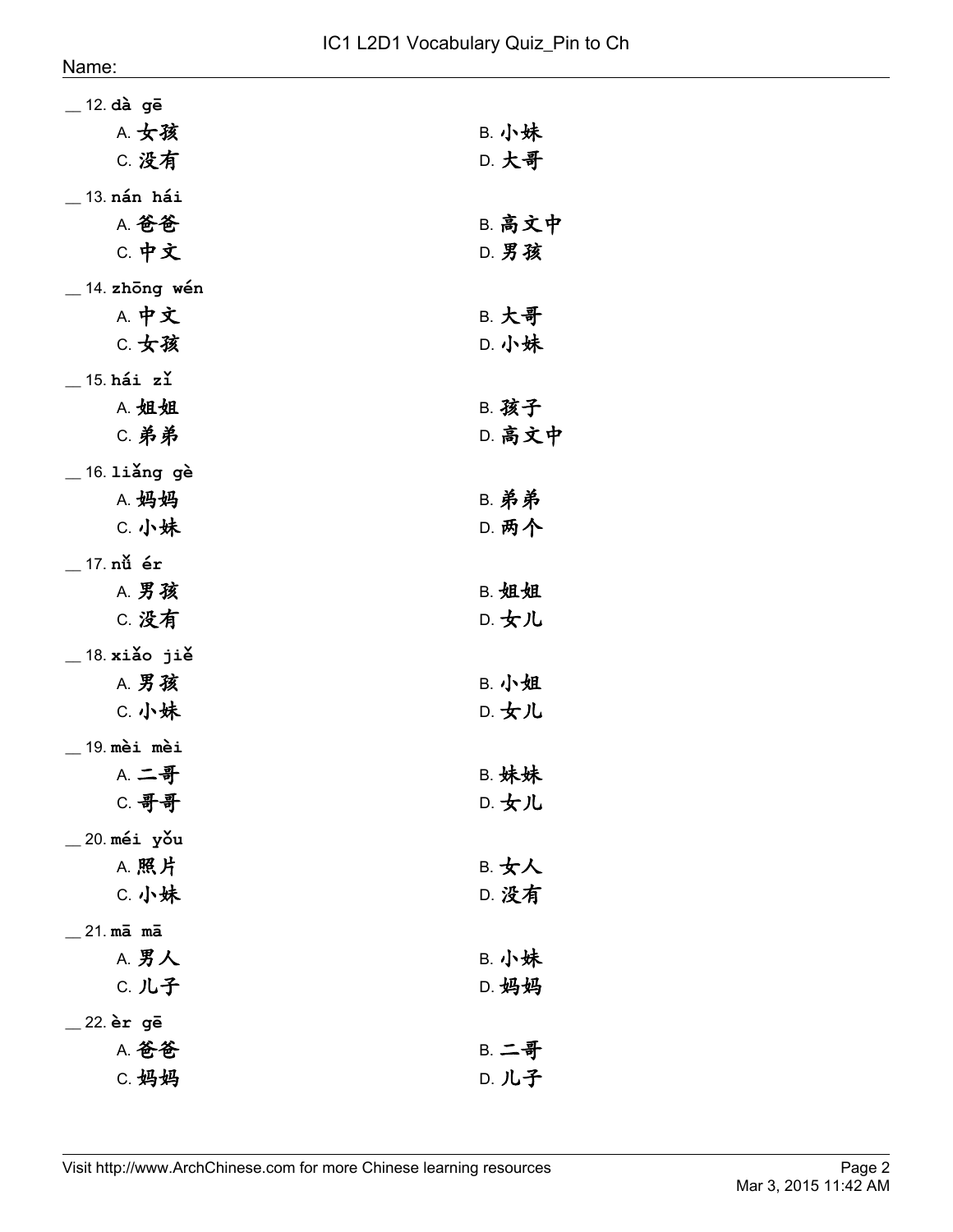Name:

__ 12. **dà gē**

A. 女孩 B. 小妹
C. 没有 D. 大哥

__ 13. **nán hái**

A. 爸爸 B. 高文中
C. 中文 D. 男孩

__ 14. **zhōng wén**

A. 中文 B. 大哥
C. 女孩 D. 小妹

__ 15. **hái zǐ**

A. 姐姐 B. 孩子
C. 弟弟 D. 高文中

__ 16. **liǎng gè**

A. 妈妈 B. 弟弟
C. 小妹 D. 两个

__ 17. **nǚ ér**

A. 男孩 B. 姐姐
C. 没有 D. 女儿

__ 18. **xiǎo jiě**

A. 男孩 B. 小姐
C. 小妹 D. 女儿

__ 19. **mèi mèi**

A. 二哥 B. 妹妹
C. 哥哥 D. 女儿

__ 20. **méi yǒu**

A. 照片 B. 女人
C. 小妹 D. 没有

__ 21. **mā mā**

A. 男人 B. 小妹
C. 儿子 D. 妈妈

__ 22. **èr gē**

A. 爸爸 B. 二哥
C. 妈妈 D. 儿子

Visit http://www.ArchChinese.com for more Chinese learning resources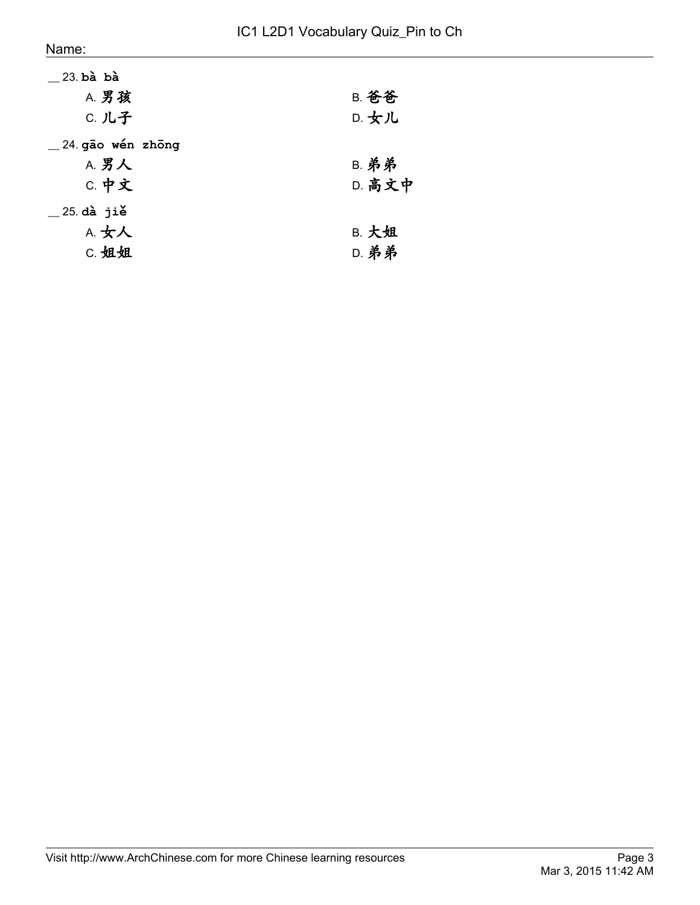Name:

__ 23. **bà bà**

A. 男孩　　B. 爸爸
C. 儿子　　D. 女儿

__ 24. **gāo wén zhōng**

A. 男人　　B. 弟弟
C. 中文　　D. 高文中

__ 25. **dà jiě**

A. 女人　　B. 大姐
C. 姐姐　　D. 弟弟